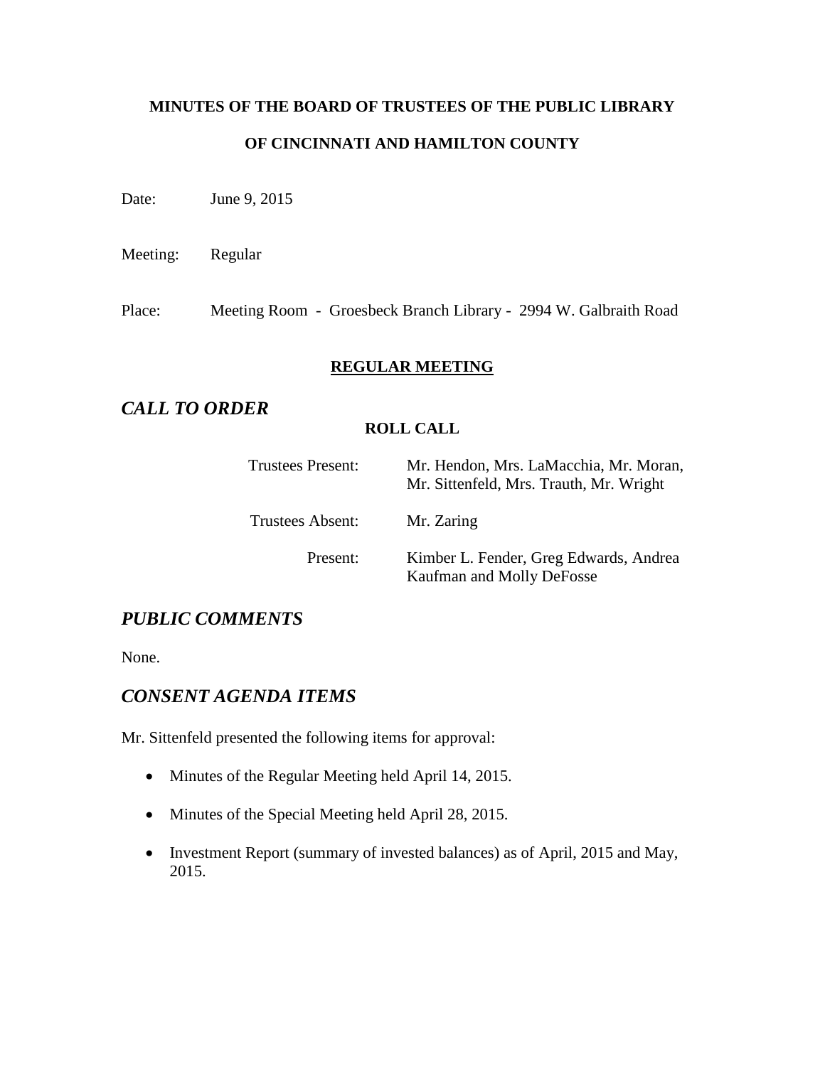**MINUTES OF THE BOARD OF TRUSTEES OF THE PUBLIC LIBRARY**

**OF CINCINNATI AND HAMILTON COUNTY**

Date: June 9, 2015

Meeting: Regular

Place: Meeting Room - Groesbeck Branch Library - 2994 W. Galbraith Road

## REGULAR MEETING

## *CALL TO ORDER*

**ROLL CALL**

| | |
|---|---|
| Trustees Present: | Mr. Hendon, Mrs. LaMacchia, Mr. Moran, Mr. Sittenfeld, Mrs. Trauth, Mr. Wright |
| Trustees Absent: | Mr. Zaring |
| Present: | Kimber L. Fender, Greg Edwards, Andrea Kaufman and Molly DeFosse |

## *PUBLIC COMMENTS*

None.

## *CONSENT AGENDA ITEMS*

Mr. Sittenfeld presented the following items for approval:

- Minutes of the Regular Meeting held April 14, 2015.
- Minutes of the Special Meeting held April 28, 2015.
- Investment Report (summary of invested balances) as of April, 2015 and May, 2015.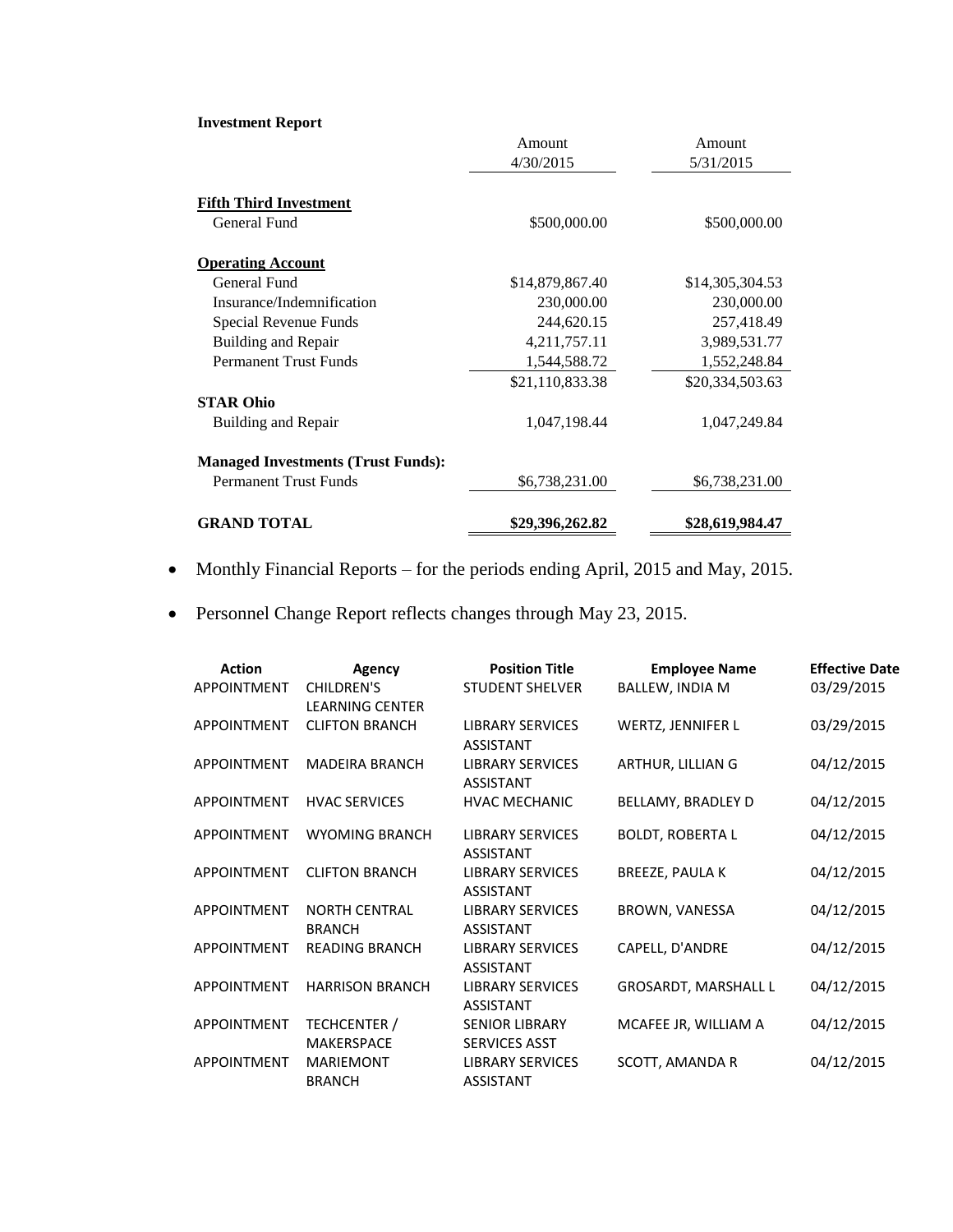**Investment Report**

| | Amount 4/30/2015 | Amount 5/31/2015 |
|---|---|---|
| **Fifth Third Investment** | | |
| General Fund | $500,000.00 | $500,000.00 |
| **Operating Account** | | |
| General Fund | $14,879,867.40 | $14,305,304.53 |
| Insurance/Indemnification | 230,000.00 | 230,000.00 |
| Special Revenue Funds | 244,620.15 | 257,418.49 |
| Building and Repair | 4,211,757.11 | 3,989,531.77 |
| Permanent Trust Funds | 1,544,588.72 | 1,552,248.84 |
| | $21,110,833.38 | $20,334,503.63 |
| **STAR Ohio** | | |
| Building and Repair | 1,047,198.44 | 1,047,249.84 |
| **Managed Investments (Trust Funds):** | | |
| Permanent Trust Funds | $6,738,231.00 | $6,738,231.00 |
| **GRAND TOTAL** | **$29,396,262.82** | **$28,619,984.47** |

- Monthly Financial Reports – for the periods ending April, 2015 and May, 2015.
- Personnel Change Report reflects changes through May 23, 2015.

| Action | Agency | Position Title | Employee Name | Effective Date |
|---|---|---|---|---|
| APPOINTMENT | CHILDREN'S LEARNING CENTER | STUDENT SHELVER | BALLEW, INDIA M | 03/29/2015 |
| APPOINTMENT | CLIFTON BRANCH | LIBRARY SERVICES ASSISTANT | WERTZ, JENNIFER L | 03/29/2015 |
| APPOINTMENT | MADEIRA BRANCH | LIBRARY SERVICES ASSISTANT | ARTHUR, LILLIAN G | 04/12/2015 |
| APPOINTMENT | HVAC SERVICES | HVAC MECHANIC | BELLAMY, BRADLEY D | 04/12/2015 |
| APPOINTMENT | WYOMING BRANCH | LIBRARY SERVICES ASSISTANT | BOLDT, ROBERTA L | 04/12/2015 |
| APPOINTMENT | CLIFTON BRANCH | LIBRARY SERVICES ASSISTANT | BREEZE, PAULA K | 04/12/2015 |
| APPOINTMENT | NORTH CENTRAL BRANCH | LIBRARY SERVICES ASSISTANT | BROWN, VANESSA | 04/12/2015 |
| APPOINTMENT | READING BRANCH | LIBRARY SERVICES ASSISTANT | CAPELL, D'ANDRE | 04/12/2015 |
| APPOINTMENT | HARRISON BRANCH | LIBRARY SERVICES ASSISTANT | GROSARDT, MARSHALL L | 04/12/2015 |
| APPOINTMENT | TECHCENTER / MAKERSPACE | SENIOR LIBRARY SERVICES ASST | MCAFEE JR, WILLIAM A | 04/12/2015 |
| APPOINTMENT | MARIEMONT BRANCH | LIBRARY SERVICES ASSISTANT | SCOTT, AMANDA R | 04/12/2015 |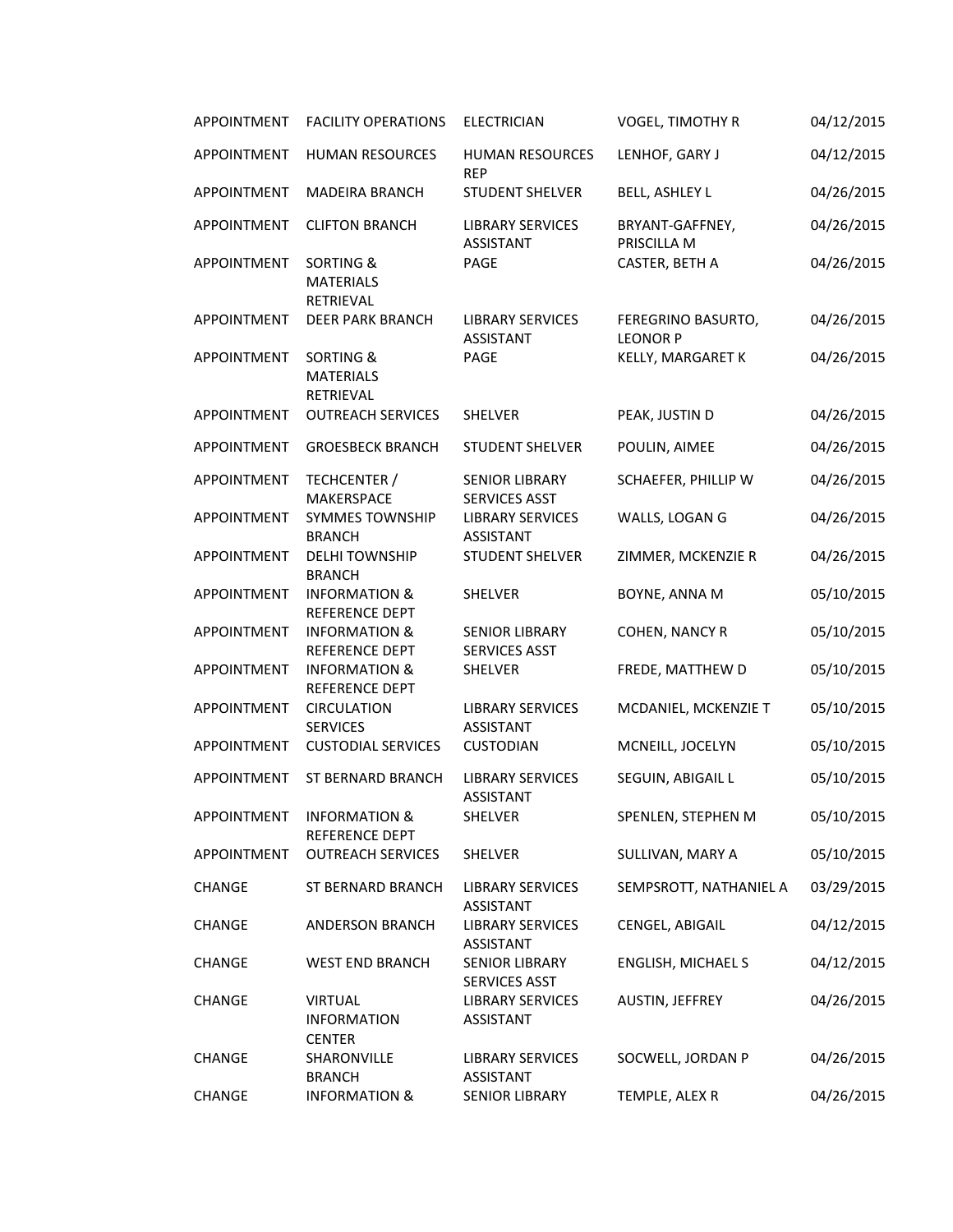| | | | | |
|---|---|---|---|---|
| APPOINTMENT | FACILITY OPERATIONS | ELECTRICIAN | VOGEL, TIMOTHY R | 04/12/2015 |
| APPOINTMENT | HUMAN RESOURCES | HUMAN RESOURCES REP | LENHOF, GARY J | 04/12/2015 |
| APPOINTMENT | MADEIRA BRANCH | STUDENT SHELVER | BELL, ASHLEY L | 04/26/2015 |
| APPOINTMENT | CLIFTON BRANCH | LIBRARY SERVICES ASSISTANT | BRYANT-GAFFNEY, PRISCILLA M | 04/26/2015 |
| APPOINTMENT | SORTING & MATERIALS RETRIEVAL | PAGE | CASTER, BETH A | 04/26/2015 |
| APPOINTMENT | DEER PARK BRANCH | LIBRARY SERVICES ASSISTANT | FEREGRINO BASURTO, LEONOR P | 04/26/2015 |
| APPOINTMENT | SORTING & MATERIALS RETRIEVAL | PAGE | KELLY, MARGARET K | 04/26/2015 |
| APPOINTMENT | OUTREACH SERVICES | SHELVER | PEAK, JUSTIN D | 04/26/2015 |
| APPOINTMENT | GROESBECK BRANCH | STUDENT SHELVER | POULIN, AIMEE | 04/26/2015 |
| APPOINTMENT | TECHCENTER / MAKERSPACE | SENIOR LIBRARY SERVICES ASST | SCHAEFER, PHILLIP W | 04/26/2015 |
| APPOINTMENT | SYMMES TOWNSHIP BRANCH | LIBRARY SERVICES ASSISTANT | WALLS, LOGAN G | 04/26/2015 |
| APPOINTMENT | DELHI TOWNSHIP BRANCH | STUDENT SHELVER | ZIMMER, MCKENZIE R | 04/26/2015 |
| APPOINTMENT | INFORMATION & REFERENCE DEPT | SHELVER | BOYNE, ANNA M | 05/10/2015 |
| APPOINTMENT | INFORMATION & REFERENCE DEPT | SENIOR LIBRARY SERVICES ASST | COHEN, NANCY R | 05/10/2015 |
| APPOINTMENT | INFORMATION & REFERENCE DEPT | SHELVER | FREDE, MATTHEW D | 05/10/2015 |
| APPOINTMENT | CIRCULATION SERVICES | LIBRARY SERVICES ASSISTANT | MCDANIEL, MCKENZIE T | 05/10/2015 |
| APPOINTMENT | CUSTODIAL SERVICES | CUSTODIAN | MCNEILL, JOCELYN | 05/10/2015 |
| APPOINTMENT | ST BERNARD BRANCH | LIBRARY SERVICES ASSISTANT | SEGUIN, ABIGAIL L | 05/10/2015 |
| APPOINTMENT | INFORMATION & REFERENCE DEPT | SHELVER | SPENLEN, STEPHEN M | 05/10/2015 |
| APPOINTMENT | OUTREACH SERVICES | SHELVER | SULLIVAN, MARY A | 05/10/2015 |
| CHANGE | ST BERNARD BRANCH | LIBRARY SERVICES ASSISTANT | SEMPSROTT, NATHANIEL A | 03/29/2015 |
| CHANGE | ANDERSON BRANCH | LIBRARY SERVICES ASSISTANT | CENGEL, ABIGAIL | 04/12/2015 |
| CHANGE | WEST END BRANCH | SENIOR LIBRARY SERVICES ASST | ENGLISH, MICHAEL S | 04/12/2015 |
| CHANGE | VIRTUAL INFORMATION CENTER | LIBRARY SERVICES ASSISTANT | AUSTIN, JEFFREY | 04/26/2015 |
| CHANGE | SHARONVILLE BRANCH | LIBRARY SERVICES ASSISTANT | SOCWELL, JORDAN P | 04/26/2015 |
| CHANGE | INFORMATION & | SENIOR LIBRARY | TEMPLE, ALEX R | 04/26/2015 |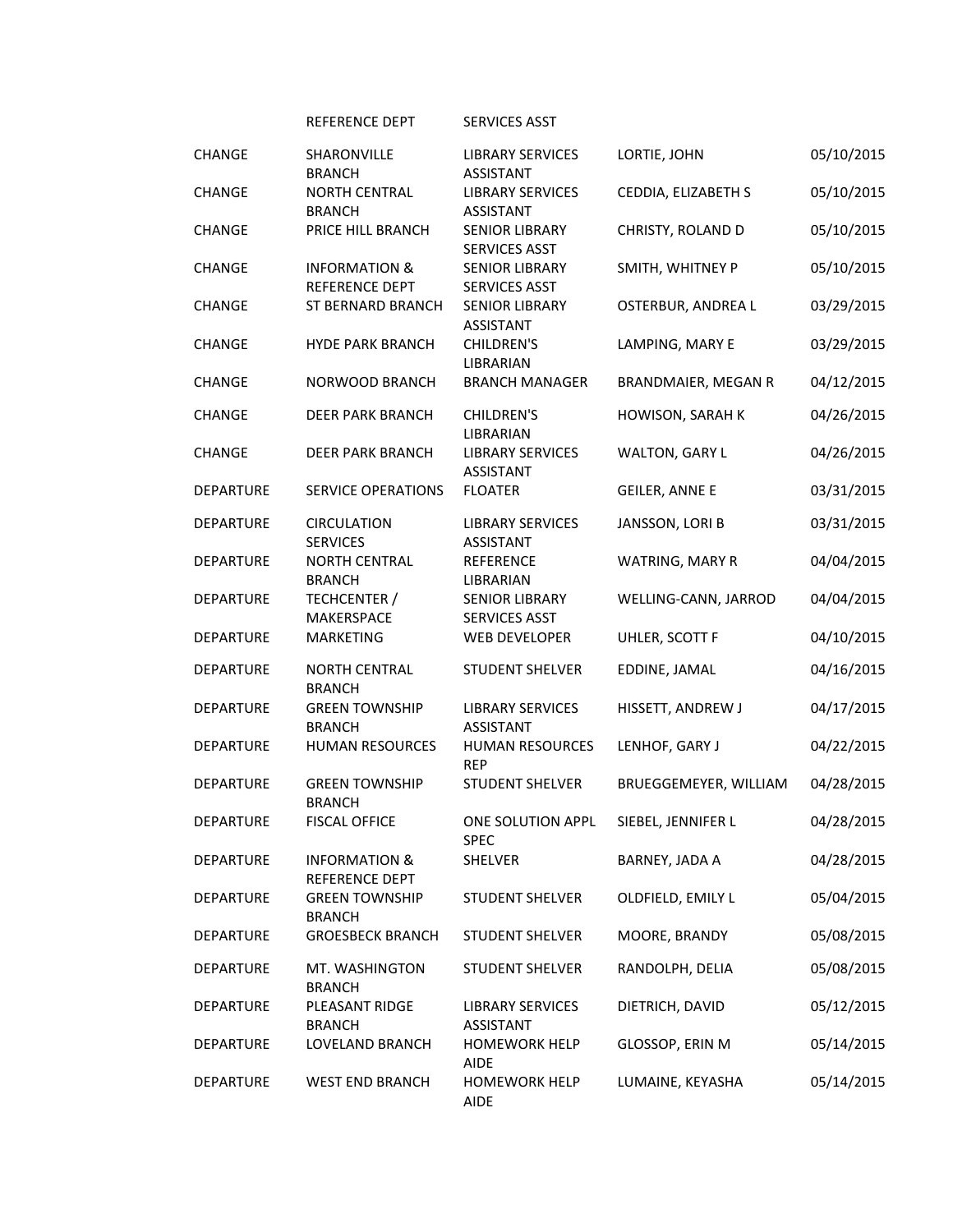| | | | | |
|---|---|---|---|---|
| | REFERENCE DEPT | SERVICES ASST | | |
| CHANGE | SHARONVILLE BRANCH | LIBRARY SERVICES ASSISTANT | LORTIE, JOHN | 05/10/2015 |
| CHANGE | NORTH CENTRAL BRANCH | LIBRARY SERVICES ASSISTANT | CEDDIA, ELIZABETH S | 05/10/2015 |
| CHANGE | PRICE HILL BRANCH | SENIOR LIBRARY SERVICES ASST | CHRISTY, ROLAND D | 05/10/2015 |
| CHANGE | INFORMATION & REFERENCE DEPT | SENIOR LIBRARY SERVICES ASST | SMITH, WHITNEY P | 05/10/2015 |
| CHANGE | ST BERNARD BRANCH | SENIOR LIBRARY ASSISTANT | OSTERBUR, ANDREA L | 03/29/2015 |
| CHANGE | HYDE PARK BRANCH | CHILDREN'S LIBRARIAN | LAMPING, MARY E | 03/29/2015 |
| CHANGE | NORWOOD BRANCH | BRANCH MANAGER | BRANDMAIER, MEGAN R | 04/12/2015 |
| CHANGE | DEER PARK BRANCH | CHILDREN'S LIBRARIAN | HOWISON, SARAH K | 04/26/2015 |
| CHANGE | DEER PARK BRANCH | LIBRARY SERVICES ASSISTANT | WALTON, GARY L | 04/26/2015 |
| DEPARTURE | SERVICE OPERATIONS | FLOATER | GEILER, ANNE E | 03/31/2015 |
| DEPARTURE | CIRCULATION SERVICES | LIBRARY SERVICES ASSISTANT | JANSSON, LORI B | 03/31/2015 |
| DEPARTURE | NORTH CENTRAL BRANCH | REFERENCE LIBRARIAN | WATRING, MARY R | 04/04/2015 |
| DEPARTURE | TECHCENTER / MAKERSPACE | SENIOR LIBRARY SERVICES ASST | WELLING-CANN, JARROD | 04/04/2015 |
| DEPARTURE | MARKETING | WEB DEVELOPER | UHLER, SCOTT F | 04/10/2015 |
| DEPARTURE | NORTH CENTRAL BRANCH | STUDENT SHELVER | EDDINE, JAMAL | 04/16/2015 |
| DEPARTURE | GREEN TOWNSHIP BRANCH | LIBRARY SERVICES ASSISTANT | HISSETT, ANDREW J | 04/17/2015 |
| DEPARTURE | HUMAN RESOURCES | HUMAN RESOURCES REP | LENHOF, GARY J | 04/22/2015 |
| DEPARTURE | GREEN TOWNSHIP BRANCH | STUDENT SHELVER | BRUEGGEMEYER, WILLIAM | 04/28/2015 |
| DEPARTURE | FISCAL OFFICE | ONE SOLUTION APPL SPEC | SIEBEL, JENNIFER L | 04/28/2015 |
| DEPARTURE | INFORMATION & REFERENCE DEPT | SHELVER | BARNEY, JADA A | 04/28/2015 |
| DEPARTURE | GREEN TOWNSHIP BRANCH | STUDENT SHELVER | OLDFIELD, EMILY L | 05/04/2015 |
| DEPARTURE | GROESBECK BRANCH | STUDENT SHELVER | MOORE, BRANDY | 05/08/2015 |
| DEPARTURE | MT. WASHINGTON BRANCH | STUDENT SHELVER | RANDOLPH, DELIA | 05/08/2015 |
| DEPARTURE | PLEASANT RIDGE BRANCH | LIBRARY SERVICES ASSISTANT | DIETRICH, DAVID | 05/12/2015 |
| DEPARTURE | LOVELAND BRANCH | HOMEWORK HELP AIDE | GLOSSOP, ERIN M | 05/14/2015 |
| DEPARTURE | WEST END BRANCH | HOMEWORK HELP AIDE | LUMAINE, KEYASHA | 05/14/2015 |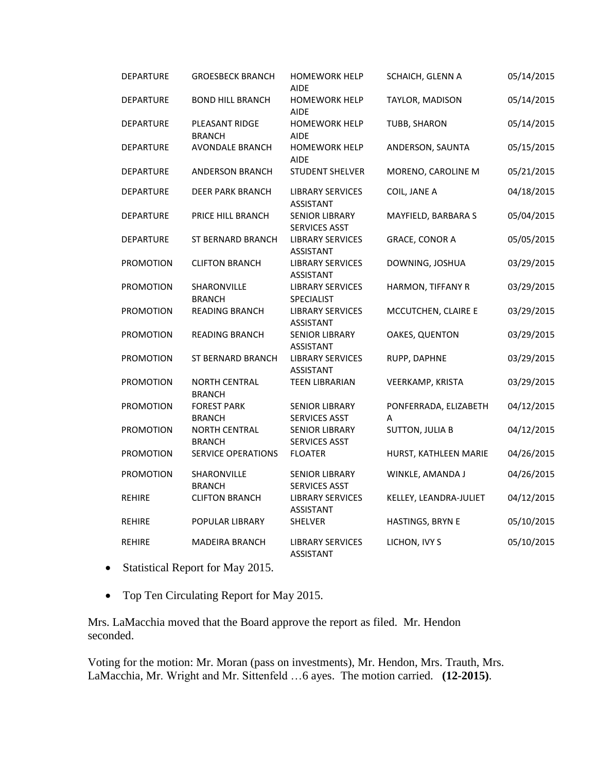| | | | | |
|---|---|---|---|---|
| DEPARTURE | GROESBECK BRANCH | HOMEWORK HELP AIDE | SCHAICH, GLENN A | 05/14/2015 |
| DEPARTURE | BOND HILL BRANCH | HOMEWORK HELP AIDE | TAYLOR, MADISON | 05/14/2015 |
| DEPARTURE | PLEASANT RIDGE BRANCH | HOMEWORK HELP AIDE | TUBB, SHARON | 05/14/2015 |
| DEPARTURE | AVONDALE BRANCH | HOMEWORK HELP AIDE | ANDERSON, SAUNTA | 05/15/2015 |
| DEPARTURE | ANDERSON BRANCH | STUDENT SHELVER | MORENO, CAROLINE M | 05/21/2015 |
| DEPARTURE | DEER PARK BRANCH | LIBRARY SERVICES ASSISTANT | COIL, JANE A | 04/18/2015 |
| DEPARTURE | PRICE HILL BRANCH | SENIOR LIBRARY SERVICES ASST | MAYFIELD, BARBARA S | 05/04/2015 |
| DEPARTURE | ST BERNARD BRANCH | LIBRARY SERVICES ASSISTANT | GRACE, CONOR A | 05/05/2015 |
| PROMOTION | CLIFTON BRANCH | LIBRARY SERVICES ASSISTANT | DOWNING, JOSHUA | 03/29/2015 |
| PROMOTION | SHARONVILLE BRANCH | LIBRARY SERVICES SPECIALIST | HARMON, TIFFANY R | 03/29/2015 |
| PROMOTION | READING BRANCH | LIBRARY SERVICES ASSISTANT | MCCUTCHEN, CLAIRE E | 03/29/2015 |
| PROMOTION | READING BRANCH | SENIOR LIBRARY ASSISTANT | OAKES, QUENTON | 03/29/2015 |
| PROMOTION | ST BERNARD BRANCH | LIBRARY SERVICES ASSISTANT | RUPP, DAPHNE | 03/29/2015 |
| PROMOTION | NORTH CENTRAL BRANCH | TEEN LIBRARIAN | VEERKAMP, KRISTA | 03/29/2015 |
| PROMOTION | FOREST PARK BRANCH | SENIOR LIBRARY SERVICES ASST | PONFERRADA, ELIZABETH A | 04/12/2015 |
| PROMOTION | NORTH CENTRAL BRANCH | SENIOR LIBRARY SERVICES ASST | SUTTON, JULIA B | 04/12/2015 |
| PROMOTION | SERVICE OPERATIONS | FLOATER | HURST, KATHLEEN MARIE | 04/26/2015 |
| PROMOTION | SHARONVILLE BRANCH | SENIOR LIBRARY SERVICES ASST | WINKLE, AMANDA J | 04/26/2015 |
| REHIRE | CLIFTON BRANCH | LIBRARY SERVICES ASSISTANT | KELLEY, LEANDRA-JULIET | 04/12/2015 |
| REHIRE | POPULAR LIBRARY | SHELVER | HASTINGS, BRYN E | 05/10/2015 |
| REHIRE | MADEIRA BRANCH | LIBRARY SERVICES ASSISTANT | LICHON, IVY S | 05/10/2015 |

- Statistical Report for May 2015.
- Top Ten Circulating Report for May 2015.

Mrs. LaMacchia moved that the Board approve the report as filed. Mr. Hendon seconded.

Voting for the motion: Mr. Moran (pass on investments), Mr. Hendon, Mrs. Trauth, Mrs. LaMacchia, Mr. Wright and Mr. Sittenfeld …6 ayes. The motion carried. **(12-2015)**.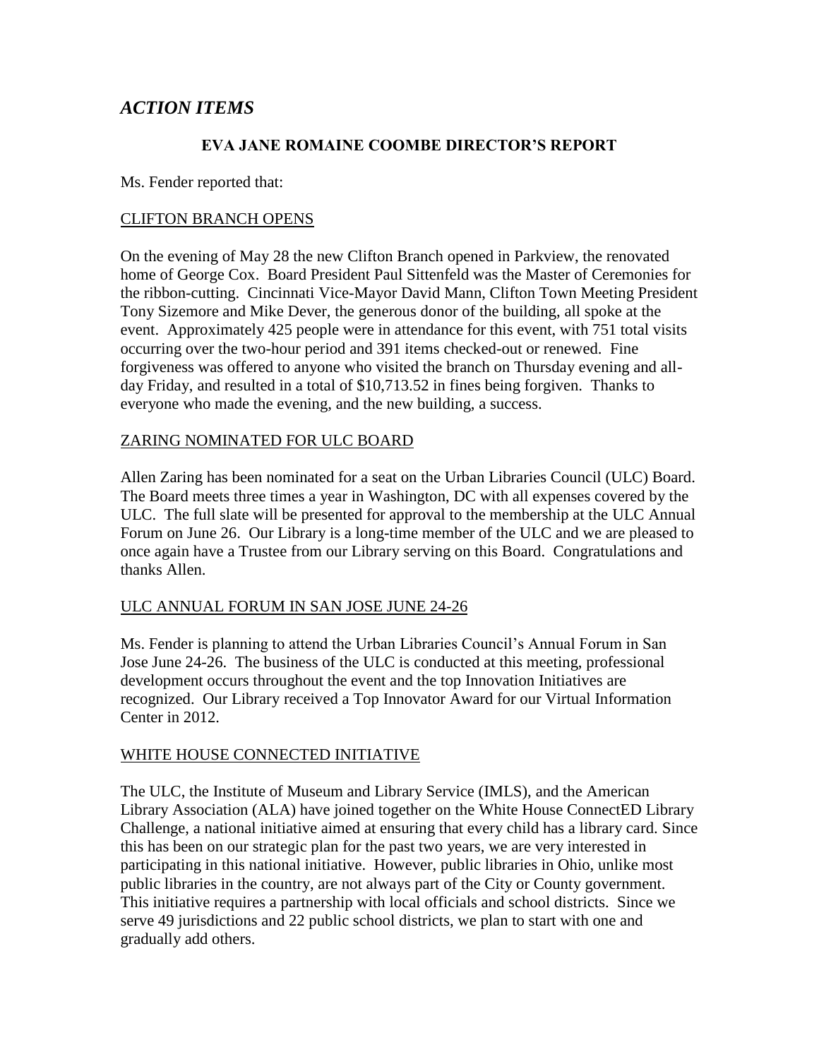## *ACTION ITEMS*

### EVA JANE ROMAINE COOMBE DIRECTOR'S REPORT

Ms. Fender reported that:

CLIFTON BRANCH OPENS

On the evening of May 28 the new Clifton Branch opened in Parkview, the renovated home of George Cox. Board President Paul Sittenfeld was the Master of Ceremonies for the ribbon-cutting. Cincinnati Vice-Mayor David Mann, Clifton Town Meeting President Tony Sizemore and Mike Dever, the generous donor of the building, all spoke at the event. Approximately 425 people were in attendance for this event, with 751 total visits occurring over the two-hour period and 391 items checked-out or renewed. Fine forgiveness was offered to anyone who visited the branch on Thursday evening and all-day Friday, and resulted in a total of $10,713.52 in fines being forgiven. Thanks to everyone who made the evening, and the new building, a success.

ZARING NOMINATED FOR ULC BOARD

Allen Zaring has been nominated for a seat on the Urban Libraries Council (ULC) Board. The Board meets three times a year in Washington, DC with all expenses covered by the ULC. The full slate will be presented for approval to the membership at the ULC Annual Forum on June 26. Our Library is a long-time member of the ULC and we are pleased to once again have a Trustee from our Library serving on this Board. Congratulations and thanks Allen.

ULC ANNUAL FORUM IN SAN JOSE JUNE 24-26

Ms. Fender is planning to attend the Urban Libraries Council's Annual Forum in San Jose June 24-26. The business of the ULC is conducted at this meeting, professional development occurs throughout the event and the top Innovation Initiatives are recognized. Our Library received a Top Innovator Award for our Virtual Information Center in 2012.

WHITE HOUSE CONNECTED INITIATIVE

The ULC, the Institute of Museum and Library Service (IMLS), and the American Library Association (ALA) have joined together on the White House ConnectED Library Challenge, a national initiative aimed at ensuring that every child has a library card. Since this has been on our strategic plan for the past two years, we are very interested in participating in this national initiative. However, public libraries in Ohio, unlike most public libraries in the country, are not always part of the City or County government. This initiative requires a partnership with local officials and school districts. Since we serve 49 jurisdictions and 22 public school districts, we plan to start with one and gradually add others.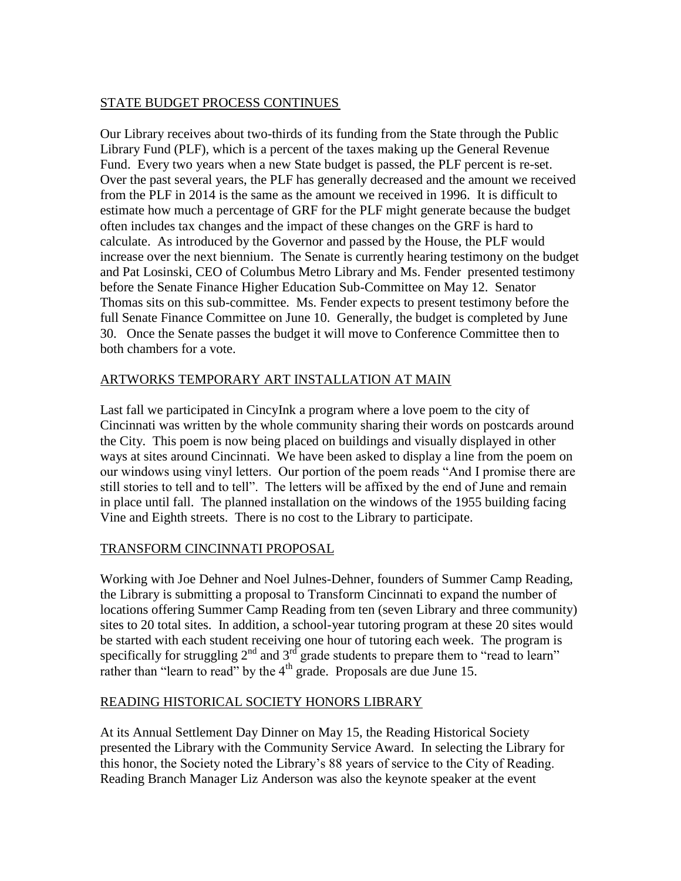## STATE BUDGET PROCESS CONTINUES

Our Library receives about two-thirds of its funding from the State through the Public Library Fund (PLF), which is a percent of the taxes making up the General Revenue Fund. Every two years when a new State budget is passed, the PLF percent is re-set. Over the past several years, the PLF has generally decreased and the amount we received from the PLF in 2014 is the same as the amount we received in 1996. It is difficult to estimate how much a percentage of GRF for the PLF might generate because the budget often includes tax changes and the impact of these changes on the GRF is hard to calculate. As introduced by the Governor and passed by the House, the PLF would increase over the next biennium. The Senate is currently hearing testimony on the budget and Pat Losinski, CEO of Columbus Metro Library and Ms. Fender presented testimony before the Senate Finance Higher Education Sub-Committee on May 12. Senator Thomas sits on this sub-committee. Ms. Fender expects to present testimony before the full Senate Finance Committee on June 10. Generally, the budget is completed by June 30. Once the Senate passes the budget it will move to Conference Committee then to both chambers for a vote.

## ARTWORKS TEMPORARY ART INSTALLATION AT MAIN

Last fall we participated in CincyInk a program where a love poem to the city of Cincinnati was written by the whole community sharing their words on postcards around the City. This poem is now being placed on buildings and visually displayed in other ways at sites around Cincinnati. We have been asked to display a line from the poem on our windows using vinyl letters. Our portion of the poem reads "And I promise there are still stories to tell and to tell". The letters will be affixed by the end of June and remain in place until fall. The planned installation on the windows of the 1955 building facing Vine and Eighth streets. There is no cost to the Library to participate.

## TRANSFORM CINCINNATI PROPOSAL

Working with Joe Dehner and Noel Julnes-Dehner, founders of Summer Camp Reading, the Library is submitting a proposal to Transform Cincinnati to expand the number of locations offering Summer Camp Reading from ten (seven Library and three community) sites to 20 total sites. In addition, a school-year tutoring program at these 20 sites would be started with each student receiving one hour of tutoring each week. The program is specifically for struggling 2nd and 3rd grade students to prepare them to "read to learn" rather than "learn to read" by the 4th grade. Proposals are due June 15.

## READING HISTORICAL SOCIETY HONORS LIBRARY

At its Annual Settlement Day Dinner on May 15, the Reading Historical Society presented the Library with the Community Service Award. In selecting the Library for this honor, the Society noted the Library's 88 years of service to the City of Reading. Reading Branch Manager Liz Anderson was also the keynote speaker at the event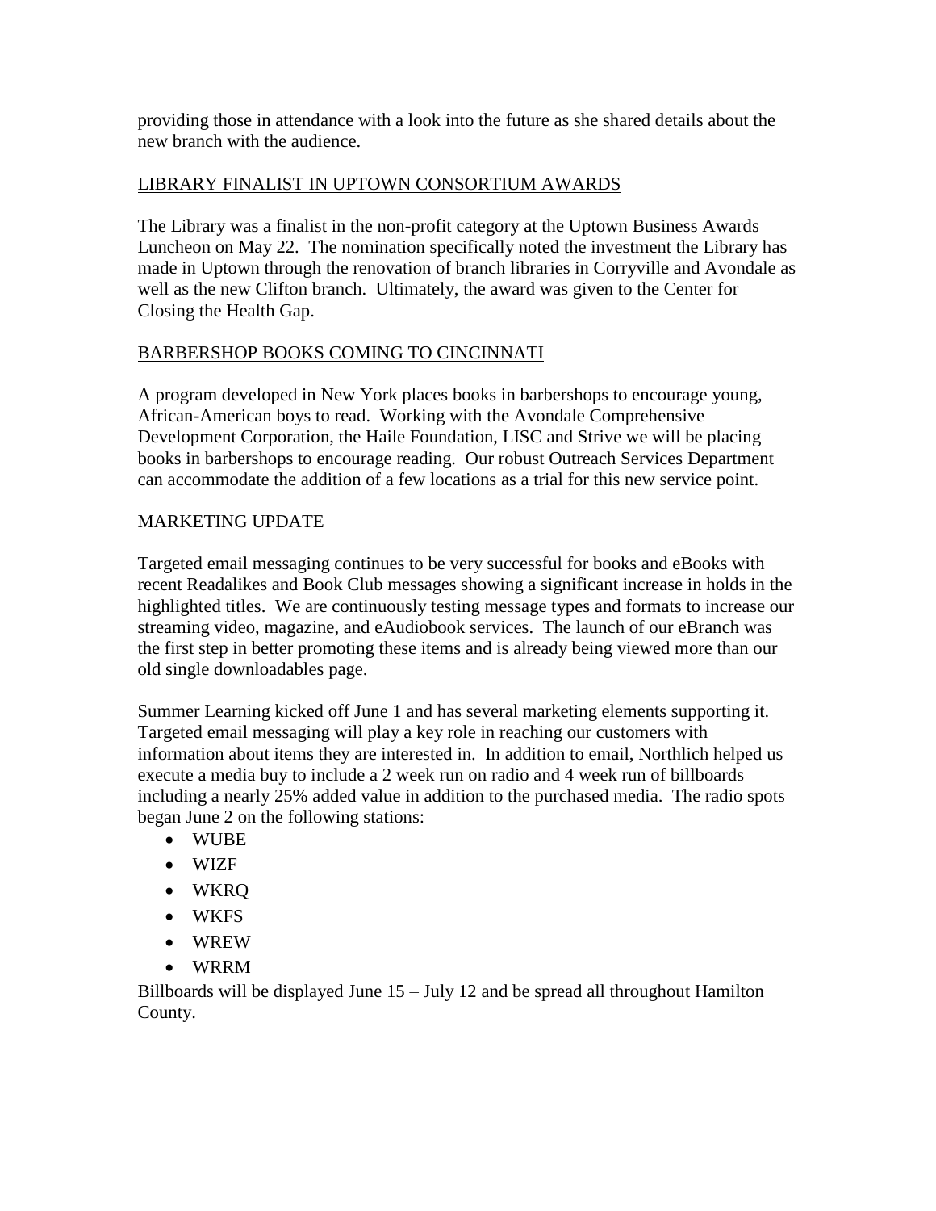providing those in attendance with a look into the future as she shared details about the new branch with the audience.

## LIBRARY FINALIST IN UPTOWN CONSORTIUM AWARDS

The Library was a finalist in the non-profit category at the Uptown Business Awards Luncheon on May 22. The nomination specifically noted the investment the Library has made in Uptown through the renovation of branch libraries in Corryville and Avondale as well as the new Clifton branch. Ultimately, the award was given to the Center for Closing the Health Gap.

## BARBERSHOP BOOKS COMING TO CINCINNATI

A program developed in New York places books in barbershops to encourage young, African-American boys to read. Working with the Avondale Comprehensive Development Corporation, the Haile Foundation, LISC and Strive we will be placing books in barbershops to encourage reading. Our robust Outreach Services Department can accommodate the addition of a few locations as a trial for this new service point.

## MARKETING UPDATE

Targeted email messaging continues to be very successful for books and eBooks with recent Readalikes and Book Club messages showing a significant increase in holds in the highlighted titles. We are continuously testing message types and formats to increase our streaming video, magazine, and eAudiobook services. The launch of our eBranch was the first step in better promoting these items and is already being viewed more than our old single downloadables page.

Summer Learning kicked off June 1 and has several marketing elements supporting it. Targeted email messaging will play a key role in reaching our customers with information about items they are interested in. In addition to email, Northlich helped us execute a media buy to include a 2 week run on radio and 4 week run of billboards including a nearly 25% added value in addition to the purchased media. The radio spots began June 2 on the following stations:

- WUBE
- WIZF
- WKRQ
- WKFS
- WREW
- WRRM

Billboards will be displayed June 15 – July 12 and be spread all throughout Hamilton County.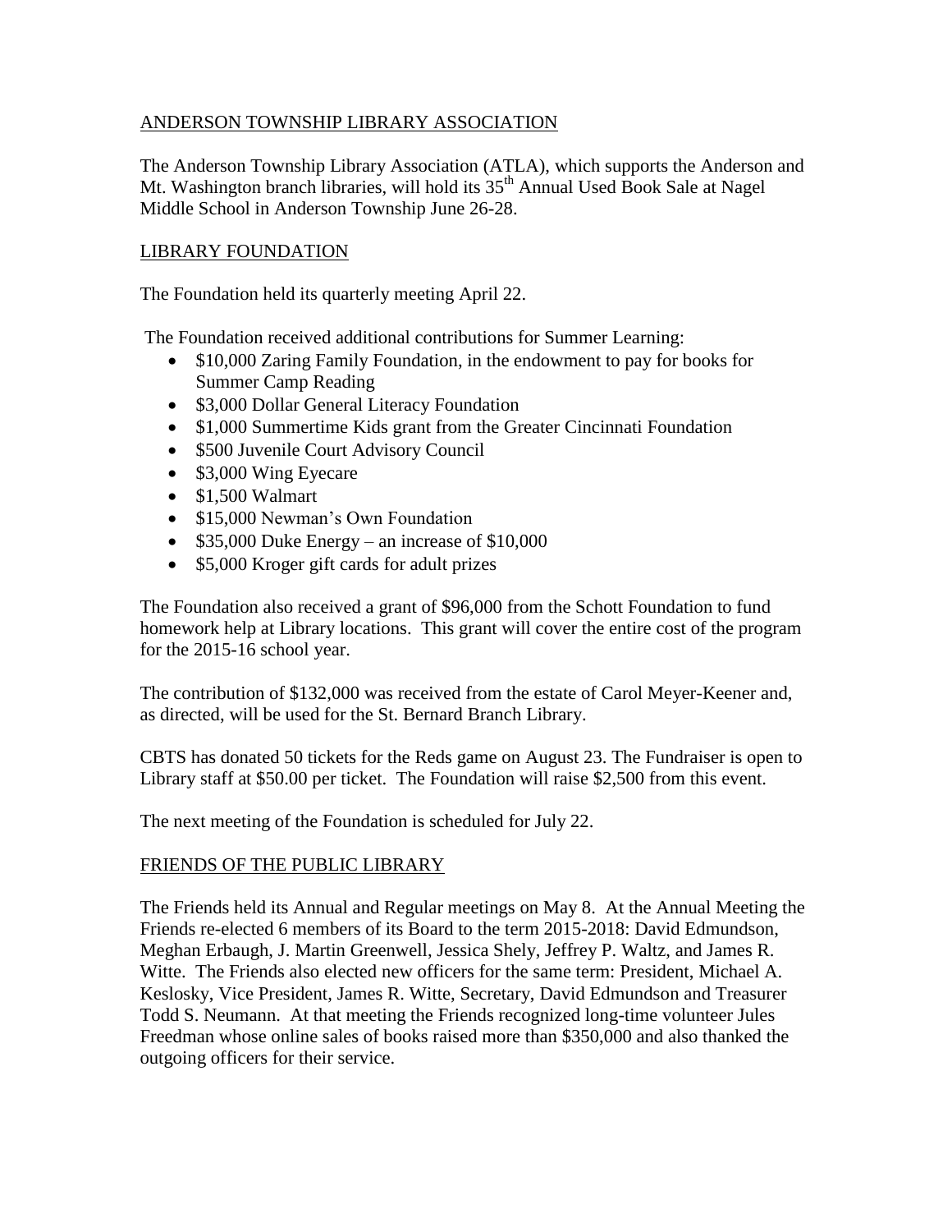## ANDERSON TOWNSHIP LIBRARY ASSOCIATION

The Anderson Township Library Association (ATLA), which supports the Anderson and Mt. Washington branch libraries, will hold its 35th Annual Used Book Sale at Nagel Middle School in Anderson Township June 26-28.

## LIBRARY FOUNDATION

The Foundation held its quarterly meeting April 22.

The Foundation received additional contributions for Summer Learning:

- $10,000 Zaring Family Foundation, in the endowment to pay for books for Summer Camp Reading
- $3,000 Dollar General Literacy Foundation
- $1,000 Summertime Kids grant from the Greater Cincinnati Foundation
- $500 Juvenile Court Advisory Council
- $3,000 Wing Eyecare
- $1,500 Walmart
- $15,000 Newman's Own Foundation
- $35,000 Duke Energy – an increase of $10,000
- $5,000 Kroger gift cards for adult prizes

The Foundation also received a grant of $96,000 from the Schott Foundation to fund homework help at Library locations. This grant will cover the entire cost of the program for the 2015-16 school year.

The contribution of $132,000 was received from the estate of Carol Meyer-Keener and, as directed, will be used for the St. Bernard Branch Library.

CBTS has donated 50 tickets for the Reds game on August 23. The Fundraiser is open to Library staff at $50.00 per ticket. The Foundation will raise $2,500 from this event.

The next meeting of the Foundation is scheduled for July 22.

## FRIENDS OF THE PUBLIC LIBRARY

The Friends held its Annual and Regular meetings on May 8. At the Annual Meeting the Friends re-elected 6 members of its Board to the term 2015-2018: David Edmundson, Meghan Erbaugh, J. Martin Greenwell, Jessica Shely, Jeffrey P. Waltz, and James R. Witte. The Friends also elected new officers for the same term: President, Michael A. Keslosky, Vice President, James R. Witte, Secretary, David Edmundson and Treasurer Todd S. Neumann. At that meeting the Friends recognized long-time volunteer Jules Freedman whose online sales of books raised more than $350,000 and also thanked the outgoing officers for their service.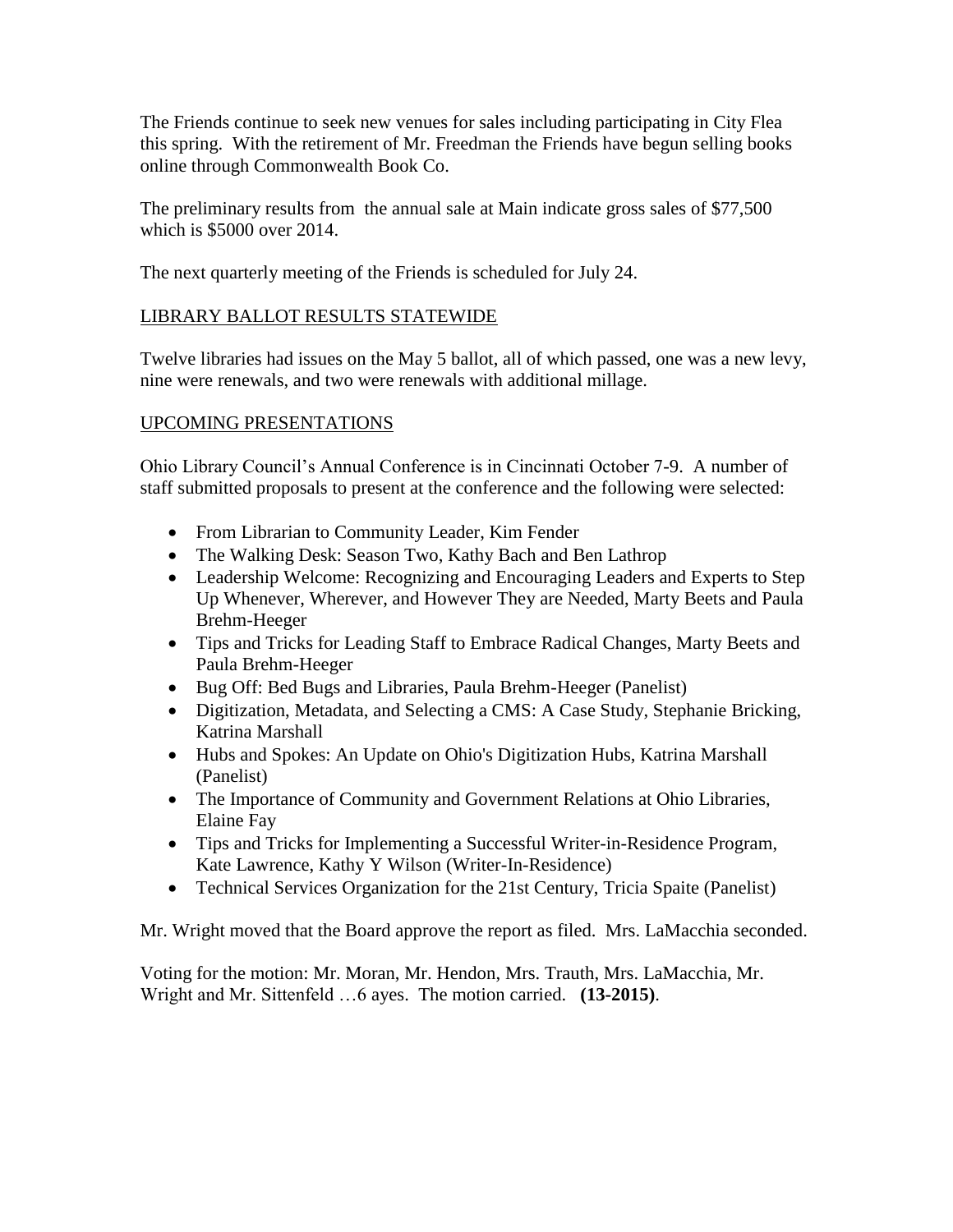The Friends continue to seek new venues for sales including participating in City Flea this spring. With the retirement of Mr. Freedman the Friends have begun selling books online through Commonwealth Book Co.

The preliminary results from the annual sale at Main indicate gross sales of $77,500 which is $5000 over 2014.

The next quarterly meeting of the Friends is scheduled for July 24.

<u>LIBRARY BALLOT RESULTS STATEWIDE</u>

Twelve libraries had issues on the May 5 ballot, all of which passed, one was a new levy, nine were renewals, and two were renewals with additional millage.

<u>UPCOMING PRESENTATIONS</u>

Ohio Library Council's Annual Conference is in Cincinnati October 7-9. A number of staff submitted proposals to present at the conference and the following were selected:

- From Librarian to Community Leader, Kim Fender
- The Walking Desk: Season Two, Kathy Bach and Ben Lathrop
- Leadership Welcome: Recognizing and Encouraging Leaders and Experts to Step Up Whenever, Wherever, and However They are Needed, Marty Beets and Paula Brehm-Heeger
- Tips and Tricks for Leading Staff to Embrace Radical Changes, Marty Beets and Paula Brehm-Heeger
- Bug Off: Bed Bugs and Libraries, Paula Brehm-Heeger (Panelist)
- Digitization, Metadata, and Selecting a CMS: A Case Study, Stephanie Bricking, Katrina Marshall
- Hubs and Spokes: An Update on Ohio's Digitization Hubs, Katrina Marshall (Panelist)
- The Importance of Community and Government Relations at Ohio Libraries, Elaine Fay
- Tips and Tricks for Implementing a Successful Writer-in-Residence Program, Kate Lawrence, Kathy Y Wilson (Writer-In-Residence)
- Technical Services Organization for the 21st Century, Tricia Spaite (Panelist)

Mr. Wright moved that the Board approve the report as filed. Mrs. LaMacchia seconded.

Voting for the motion: Mr. Moran, Mr. Hendon, Mrs. Trauth, Mrs. LaMacchia, Mr. Wright and Mr. Sittenfeld …6 ayes. The motion carried. **(13-2015)**.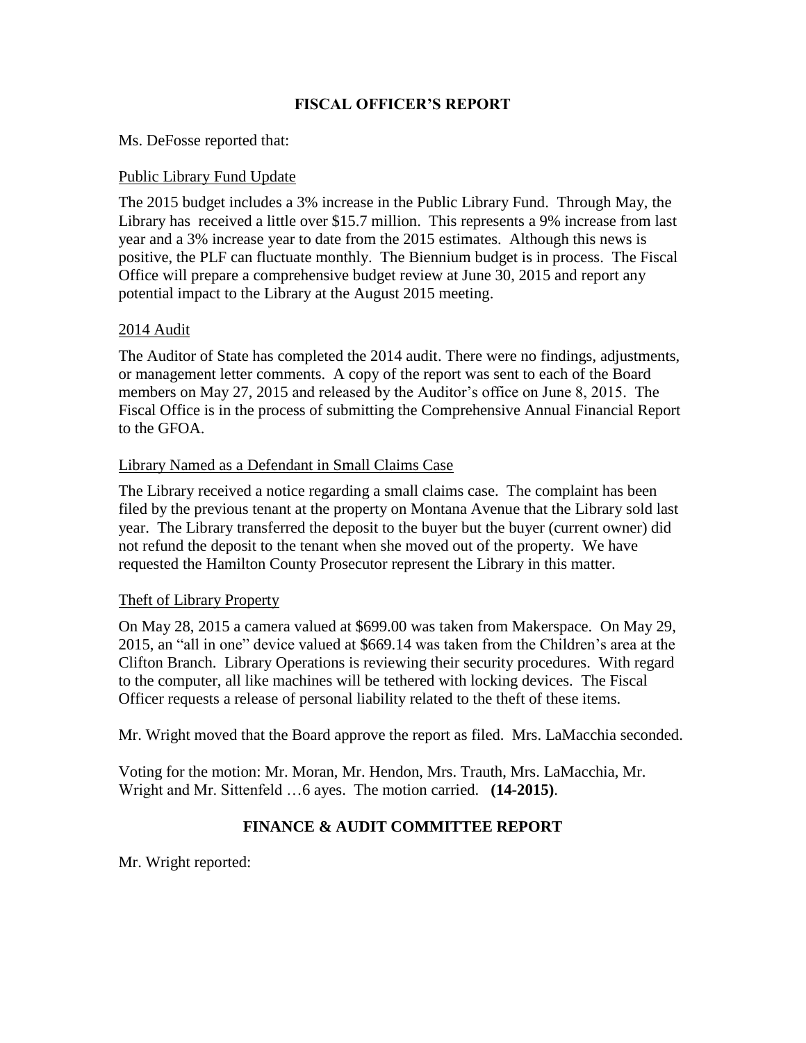## FISCAL OFFICER'S REPORT

Ms. DeFosse reported that:

Public Library Fund Update

The 2015 budget includes a 3% increase in the Public Library Fund. Through May, the Library has received a little over $15.7 million. This represents a 9% increase from last year and a 3% increase year to date from the 2015 estimates. Although this news is positive, the PLF can fluctuate monthly. The Biennium budget is in process. The Fiscal Office will prepare a comprehensive budget review at June 30, 2015 and report any potential impact to the Library at the August 2015 meeting.

2014 Audit

The Auditor of State has completed the 2014 audit. There were no findings, adjustments, or management letter comments. A copy of the report was sent to each of the Board members on May 27, 2015 and released by the Auditor's office on June 8, 2015. The Fiscal Office is in the process of submitting the Comprehensive Annual Financial Report to the GFOA.

Library Named as a Defendant in Small Claims Case

The Library received a notice regarding a small claims case. The complaint has been filed by the previous tenant at the property on Montana Avenue that the Library sold last year. The Library transferred the deposit to the buyer but the buyer (current owner) did not refund the deposit to the tenant when she moved out of the property. We have requested the Hamilton County Prosecutor represent the Library in this matter.

Theft of Library Property

On May 28, 2015 a camera valued at $699.00 was taken from Makerspace. On May 29, 2015, an "all in one" device valued at $669.14 was taken from the Children's area at the Clifton Branch. Library Operations is reviewing their security procedures. With regard to the computer, all like machines will be tethered with locking devices. The Fiscal Officer requests a release of personal liability related to the theft of these items.

Mr. Wright moved that the Board approve the report as filed. Mrs. LaMacchia seconded.

Voting for the motion: Mr. Moran, Mr. Hendon, Mrs. Trauth, Mrs. LaMacchia, Mr. Wright and Mr. Sittenfeld …6 ayes. The motion carried. **(14-2015)**.

## FINANCE & AUDIT COMMITTEE REPORT

Mr. Wright reported: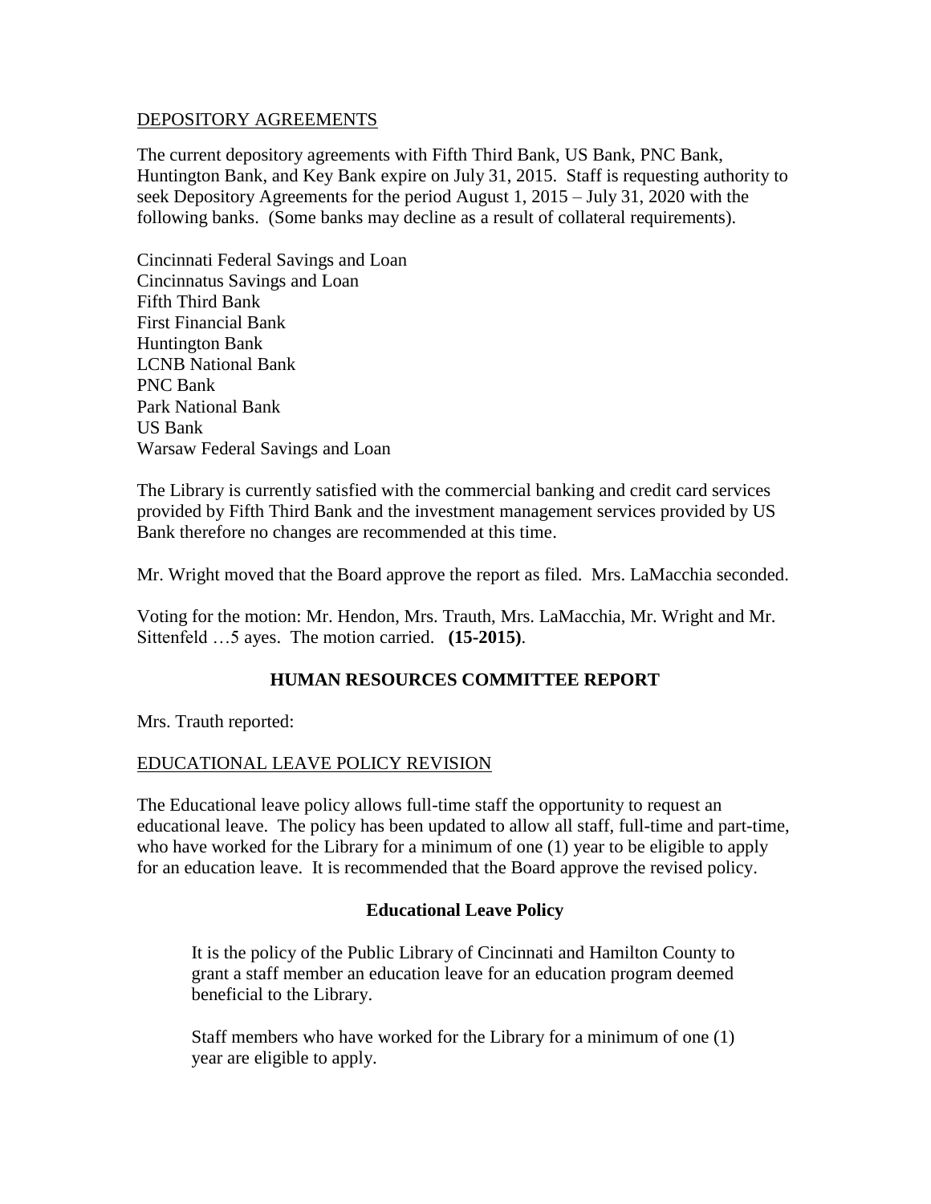DEPOSITORY AGREEMENTS

The current depository agreements with Fifth Third Bank, US Bank, PNC Bank, Huntington Bank, and Key Bank expire on July 31, 2015. Staff is requesting authority to seek Depository Agreements for the period August 1, 2015 – July 31, 2020 with the following banks. (Some banks may decline as a result of collateral requirements).

Cincinnati Federal Savings and Loan
Cincinnatus Savings and Loan
Fifth Third Bank
First Financial Bank
Huntington Bank
LCNB National Bank
PNC Bank
Park National Bank
US Bank
Warsaw Federal Savings and Loan

The Library is currently satisfied with the commercial banking and credit card services provided by Fifth Third Bank and the investment management services provided by US Bank therefore no changes are recommended at this time.

Mr. Wright moved that the Board approve the report as filed. Mrs. LaMacchia seconded.

Voting for the motion: Mr. Hendon, Mrs. Trauth, Mrs. LaMacchia, Mr. Wright and Mr. Sittenfeld …5 ayes. The motion carried. **(15-2015)**.

## HUMAN RESOURCES COMMITTEE REPORT

Mrs. Trauth reported:

EDUCATIONAL LEAVE POLICY REVISION

The Educational leave policy allows full-time staff the opportunity to request an educational leave. The policy has been updated to allow all staff, full-time and part-time, who have worked for the Library for a minimum of one (1) year to be eligible to apply for an education leave. It is recommended that the Board approve the revised policy.

### Educational Leave Policy

> It is the policy of the Public Library of Cincinnati and Hamilton County to grant a staff member an education leave for an education program deemed beneficial to the Library.
>
> Staff members who have worked for the Library for a minimum of one (1) year are eligible to apply.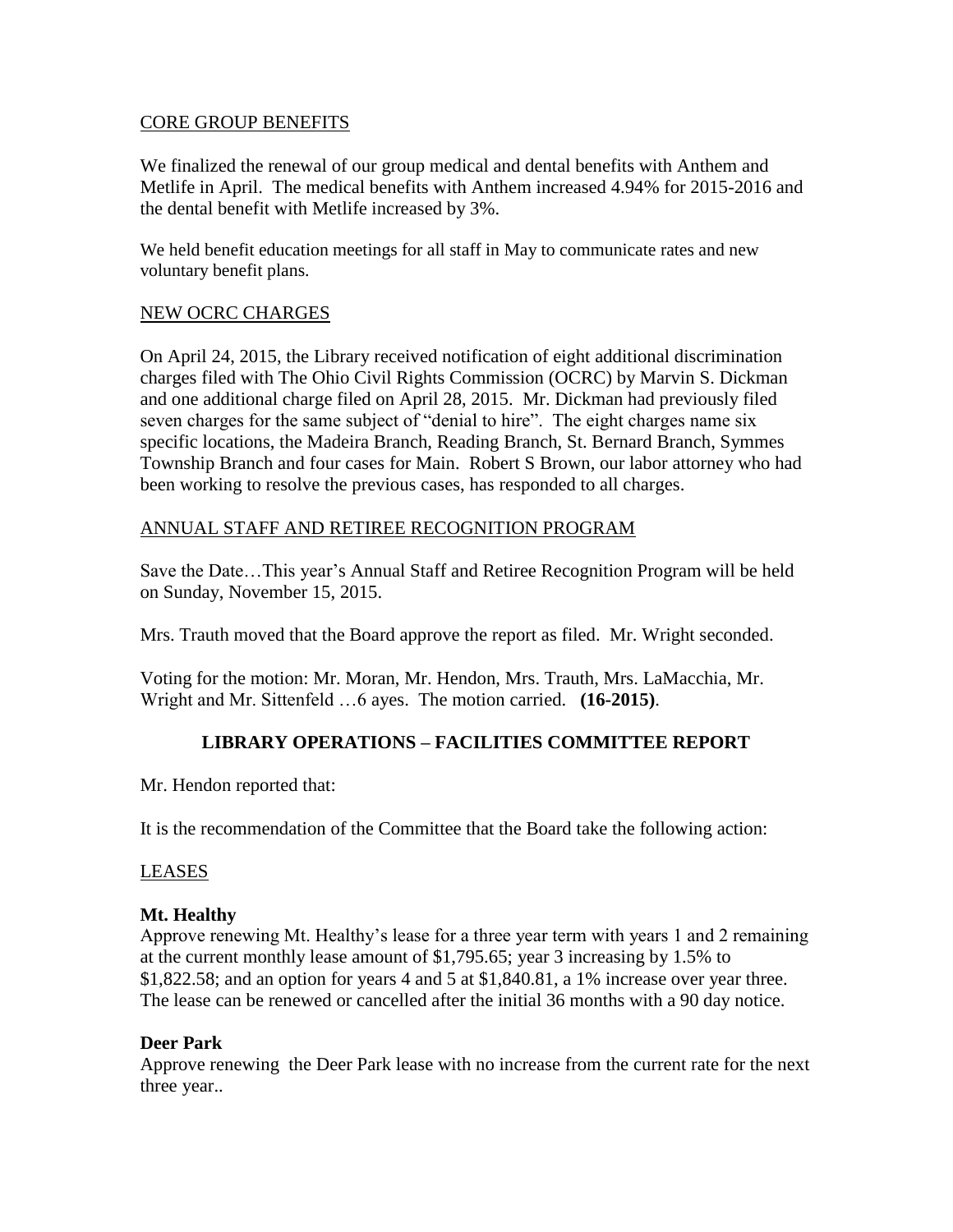CORE GROUP BENEFITS

We finalized the renewal of our group medical and dental benefits with Anthem and Metlife in April. The medical benefits with Anthem increased 4.94% for 2015-2016 and the dental benefit with Metlife increased by 3%.

We held benefit education meetings for all staff in May to communicate rates and new voluntary benefit plans.

NEW OCRC CHARGES

On April 24, 2015, the Library received notification of eight additional discrimination charges filed with The Ohio Civil Rights Commission (OCRC) by Marvin S. Dickman and one additional charge filed on April 28, 2015. Mr. Dickman had previously filed seven charges for the same subject of "denial to hire". The eight charges name six specific locations, the Madeira Branch, Reading Branch, St. Bernard Branch, Symmes Township Branch and four cases for Main. Robert S Brown, our labor attorney who had been working to resolve the previous cases, has responded to all charges.

ANNUAL STAFF AND RETIREE RECOGNITION PROGRAM

Save the Date…This year's Annual Staff and Retiree Recognition Program will be held on Sunday, November 15, 2015.

Mrs. Trauth moved that the Board approve the report as filed. Mr. Wright seconded.

Voting for the motion: Mr. Moran, Mr. Hendon, Mrs. Trauth, Mrs. LaMacchia, Mr. Wright and Mr. Sittenfeld …6 ayes. The motion carried. **(16-2015)**.

## LIBRARY OPERATIONS – FACILITIES COMMITTEE REPORT

Mr. Hendon reported that:

It is the recommendation of the Committee that the Board take the following action:

LEASES

**Mt. Healthy**
Approve renewing Mt. Healthy's lease for a three year term with years 1 and 2 remaining at the current monthly lease amount of $1,795.65; year 3 increasing by 1.5% to $1,822.58; and an option for years 4 and 5 at $1,840.81, a 1% increase over year three. The lease can be renewed or cancelled after the initial 36 months with a 90 day notice.

**Deer Park**
Approve renewing the Deer Park lease with no increase from the current rate for the next three year..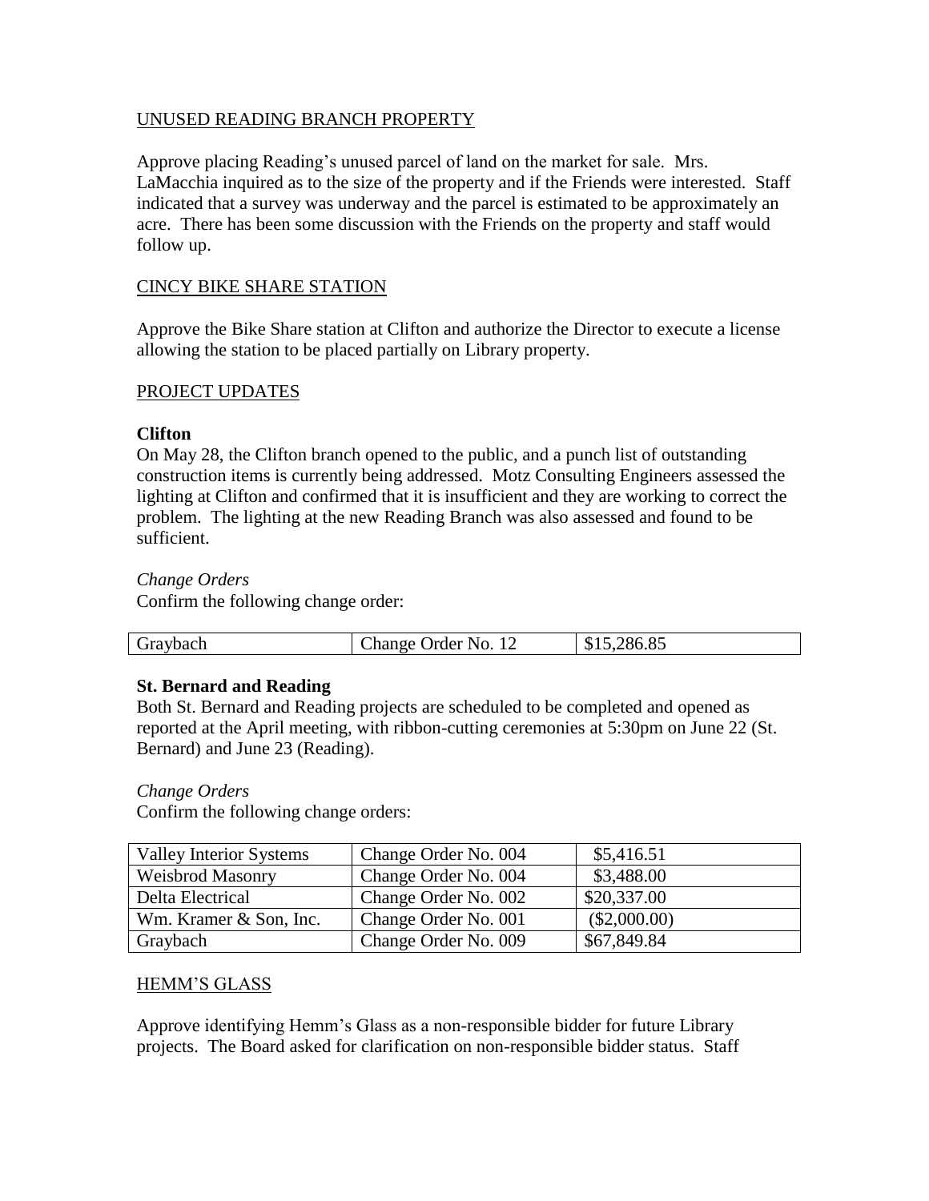## UNUSED READING BRANCH PROPERTY

Approve placing Reading's unused parcel of land on the market for sale. Mrs. LaMacchia inquired as to the size of the property and if the Friends were interested. Staff indicated that a survey was underway and the parcel is estimated to be approximately an acre. There has been some discussion with the Friends on the property and staff would follow up.

## CINCY BIKE SHARE STATION

Approve the Bike Share station at Clifton and authorize the Director to execute a license allowing the station to be placed partially on Library property.

## PROJECT UPDATES

### Clifton

On May 28, the Clifton branch opened to the public, and a punch list of outstanding construction items is currently being addressed. Motz Consulting Engineers assessed the lighting at Clifton and confirmed that it is insufficient and they are working to correct the problem. The lighting at the new Reading Branch was also assessed and found to be sufficient.

*Change Orders*

Confirm the following change order:

| Graybach | Change Order No. 12 | $15,286.85 |
|---|---|---|

### St. Bernard and Reading

Both St. Bernard and Reading projects are scheduled to be completed and opened as reported at the April meeting, with ribbon-cutting ceremonies at 5:30pm on June 22 (St. Bernard) and June 23 (Reading).

*Change Orders*

Confirm the following change orders:

| Valley Interior Systems | Change Order No. 004 | $5,416.51 |
|---|---|---|
| Weisbrod Masonry | Change Order No. 004 | $3,488.00 |
| Delta Electrical | Change Order No. 002 | $20,337.00 |
| Wm. Kramer & Son, Inc. | Change Order No. 001 | ($2,000.00) |
| Graybach | Change Order No. 009 | $67,849.84 |

## HEMM'S GLASS

Approve identifying Hemm's Glass as a non-responsible bidder for future Library projects. The Board asked for clarification on non-responsible bidder status. Staff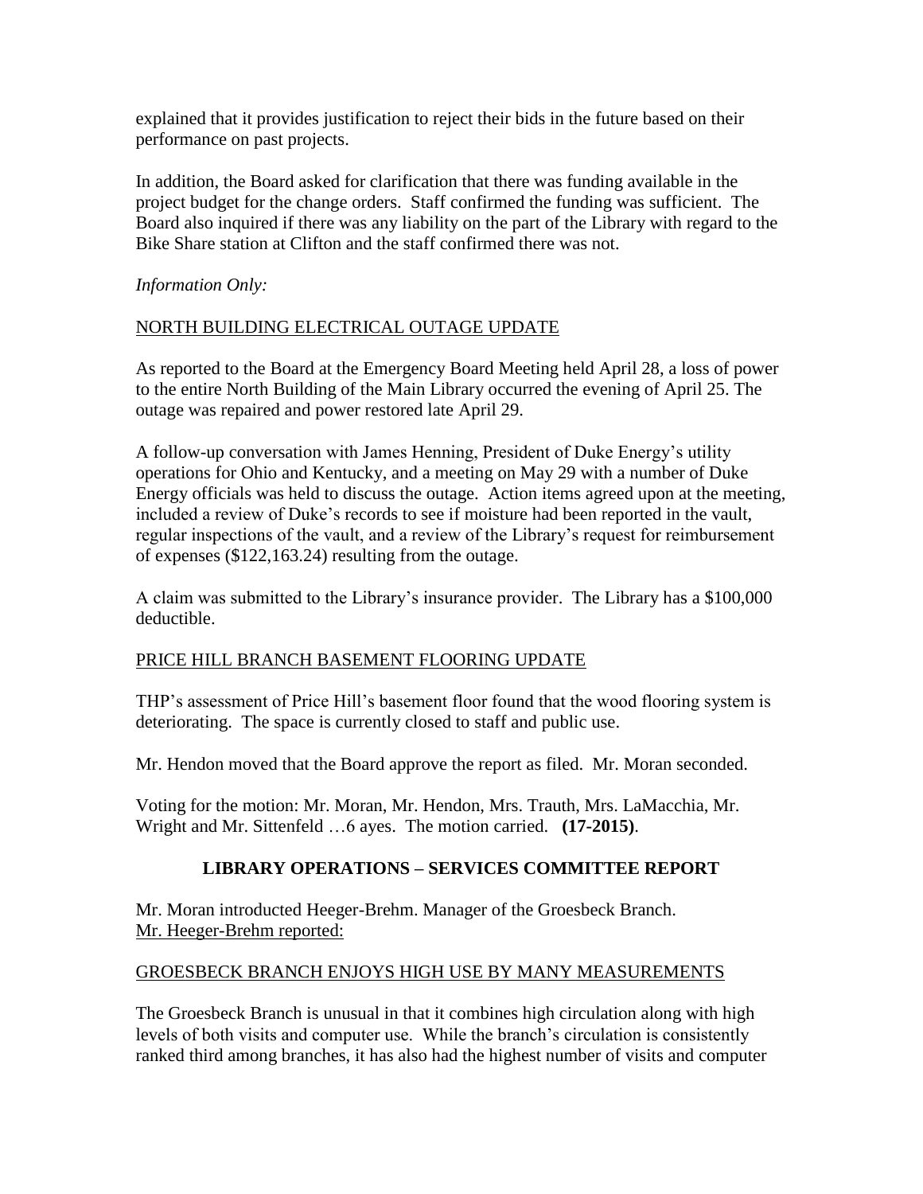explained that it provides justification to reject their bids in the future based on their performance on past projects.

In addition, the Board asked for clarification that there was funding available in the project budget for the change orders. Staff confirmed the funding was sufficient. The Board also inquired if there was any liability on the part of the Library with regard to the Bike Share station at Clifton and the staff confirmed there was not.

*Information Only:*

<u>NORTH BUILDING ELECTRICAL OUTAGE UPDATE</u>

As reported to the Board at the Emergency Board Meeting held April 28, a loss of power to the entire North Building of the Main Library occurred the evening of April 25. The outage was repaired and power restored late April 29.

A follow-up conversation with James Henning, President of Duke Energy's utility operations for Ohio and Kentucky, and a meeting on May 29 with a number of Duke Energy officials was held to discuss the outage. Action items agreed upon at the meeting, included a review of Duke's records to see if moisture had been reported in the vault, regular inspections of the vault, and a review of the Library's request for reimbursement of expenses ($122,163.24) resulting from the outage.

A claim was submitted to the Library's insurance provider. The Library has a $100,000 deductible.

<u>PRICE HILL BRANCH BASEMENT FLOORING UPDATE</u>

THP's assessment of Price Hill's basement floor found that the wood flooring system is deteriorating. The space is currently closed to staff and public use.

Mr. Hendon moved that the Board approve the report as filed. Mr. Moran seconded.

Voting for the motion: Mr. Moran, Mr. Hendon, Mrs. Trauth, Mrs. LaMacchia, Mr. Wright and Mr. Sittenfeld …6 ayes. The motion carried. **(17-2015)**.

## LIBRARY OPERATIONS – SERVICES COMMITTEE REPORT

Mr. Moran introducted Heeger-Brehm. Manager of the Groesbeck Branch.
<u>Mr. Heeger-Brehm reported:</u>

<u>GROESBECK BRANCH ENJOYS HIGH USE BY MANY MEASUREMENTS</u>

The Groesbeck Branch is unusual in that it combines high circulation along with high levels of both visits and computer use. While the branch's circulation is consistently ranked third among branches, it has also had the highest number of visits and computer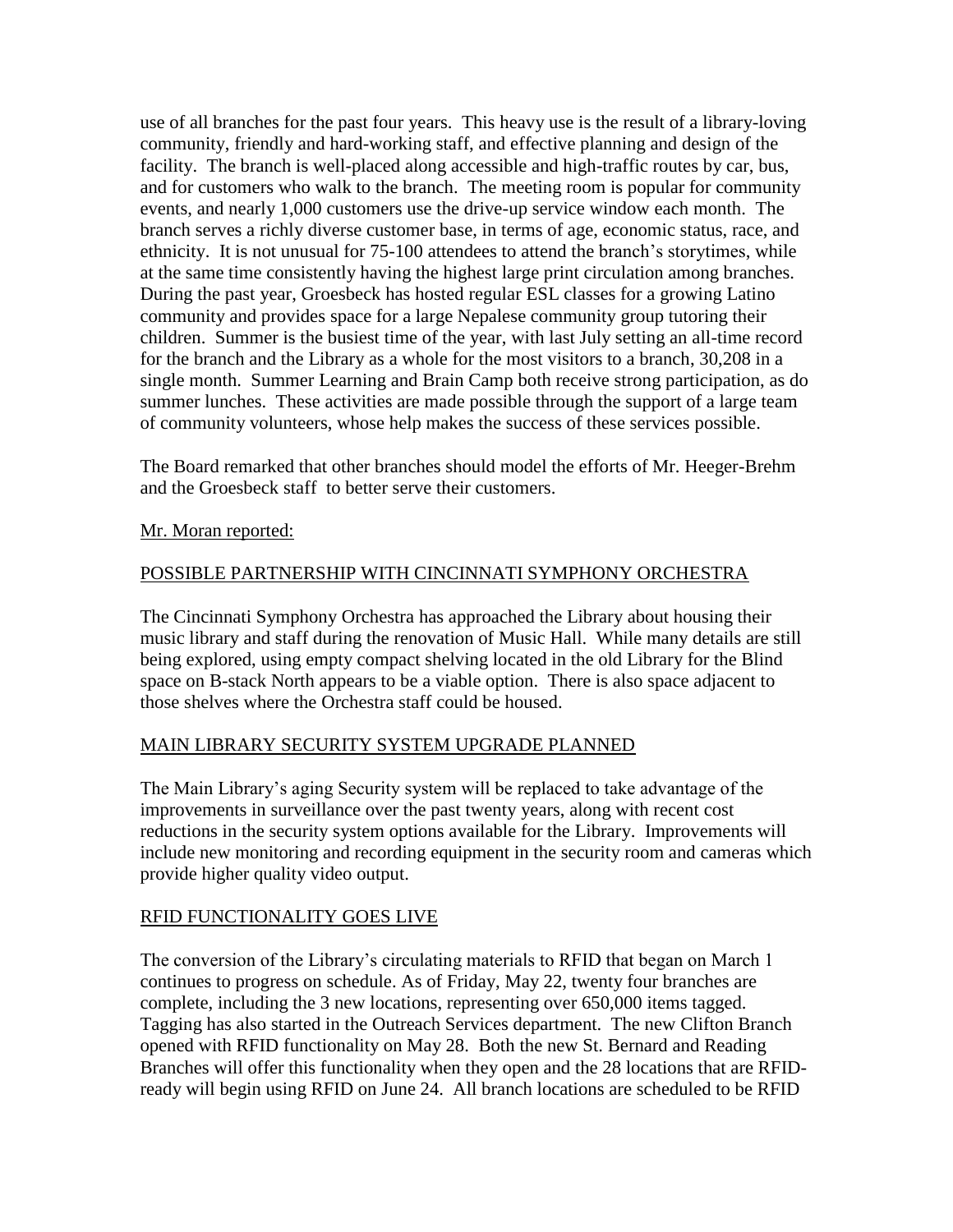use of all branches for the past four years. This heavy use is the result of a library-loving community, friendly and hard-working staff, and effective planning and design of the facility. The branch is well-placed along accessible and high-traffic routes by car, bus, and for customers who walk to the branch. The meeting room is popular for community events, and nearly 1,000 customers use the drive-up service window each month. The branch serves a richly diverse customer base, in terms of age, economic status, race, and ethnicity. It is not unusual for 75-100 attendees to attend the branch's storytimes, while at the same time consistently having the highest large print circulation among branches. During the past year, Groesbeck has hosted regular ESL classes for a growing Latino community and provides space for a large Nepalese community group tutoring their children. Summer is the busiest time of the year, with last July setting an all-time record for the branch and the Library as a whole for the most visitors to a branch, 30,208 in a single month. Summer Learning and Brain Camp both receive strong participation, as do summer lunches. These activities are made possible through the support of a large team of community volunteers, whose help makes the success of these services possible.

The Board remarked that other branches should model the efforts of Mr. Heeger-Brehm and the Groesbeck staff to better serve their customers.

Mr. Moran reported:

POSSIBLE PARTNERSHIP WITH CINCINNATI SYMPHONY ORCHESTRA

The Cincinnati Symphony Orchestra has approached the Library about housing their music library and staff during the renovation of Music Hall. While many details are still being explored, using empty compact shelving located in the old Library for the Blind space on B-stack North appears to be a viable option. There is also space adjacent to those shelves where the Orchestra staff could be housed.

MAIN LIBRARY SECURITY SYSTEM UPGRADE PLANNED

The Main Library's aging Security system will be replaced to take advantage of the improvements in surveillance over the past twenty years, along with recent cost reductions in the security system options available for the Library. Improvements will include new monitoring and recording equipment in the security room and cameras which provide higher quality video output.

RFID FUNCTIONALITY GOES LIVE

The conversion of the Library's circulating materials to RFID that began on March 1 continues to progress on schedule. As of Friday, May 22, twenty four branches are complete, including the 3 new locations, representing over 650,000 items tagged. Tagging has also started in the Outreach Services department. The new Clifton Branch opened with RFID functionality on May 28. Both the new St. Bernard and Reading Branches will offer this functionality when they open and the 28 locations that are RFID-ready will begin using RFID on June 24. All branch locations are scheduled to be RFID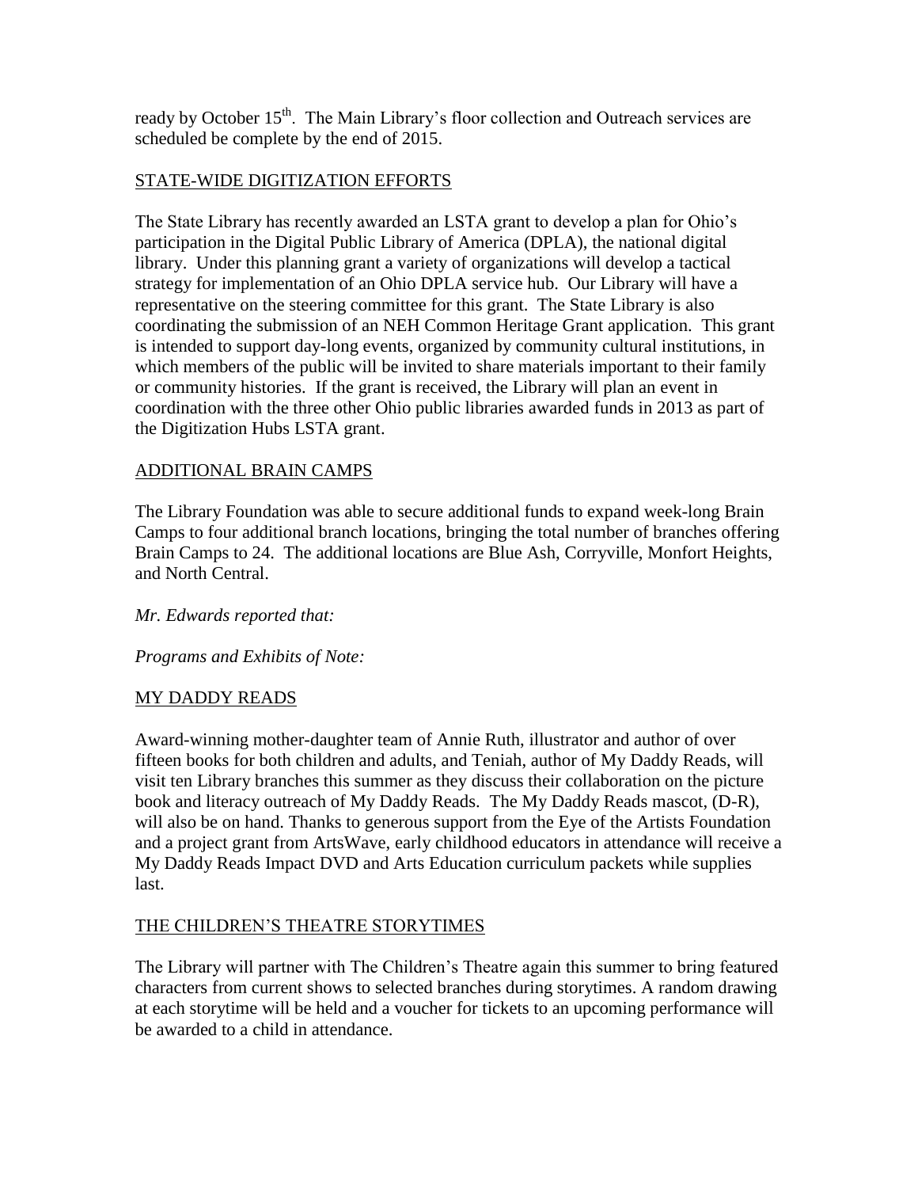ready by October 15th. The Main Library's floor collection and Outreach services are scheduled be complete by the end of 2015.

STATE-WIDE DIGITIZATION EFFORTS

The State Library has recently awarded an LSTA grant to develop a plan for Ohio's participation in the Digital Public Library of America (DPLA), the national digital library. Under this planning grant a variety of organizations will develop a tactical strategy for implementation of an Ohio DPLA service hub. Our Library will have a representative on the steering committee for this grant. The State Library is also coordinating the submission of an NEH Common Heritage Grant application. This grant is intended to support day-long events, organized by community cultural institutions, in which members of the public will be invited to share materials important to their family or community histories. If the grant is received, the Library will plan an event in coordination with the three other Ohio public libraries awarded funds in 2013 as part of the Digitization Hubs LSTA grant.

ADDITIONAL BRAIN CAMPS

The Library Foundation was able to secure additional funds to expand week-long Brain Camps to four additional branch locations, bringing the total number of branches offering Brain Camps to 24. The additional locations are Blue Ash, Corryville, Monfort Heights, and North Central.

*Mr. Edwards reported that:*

*Programs and Exhibits of Note:*

MY DADDY READS

Award-winning mother-daughter team of Annie Ruth, illustrator and author of over fifteen books for both children and adults, and Teniah, author of My Daddy Reads, will visit ten Library branches this summer as they discuss their collaboration on the picture book and literacy outreach of My Daddy Reads. The My Daddy Reads mascot, (D-R), will also be on hand. Thanks to generous support from the Eye of the Artists Foundation and a project grant from ArtsWave, early childhood educators in attendance will receive a My Daddy Reads Impact DVD and Arts Education curriculum packets while supplies last.

THE CHILDREN'S THEATRE STORYTIMES

The Library will partner with The Children's Theatre again this summer to bring featured characters from current shows to selected branches during storytimes. A random drawing at each storytime will be held and a voucher for tickets to an upcoming performance will be awarded to a child in attendance.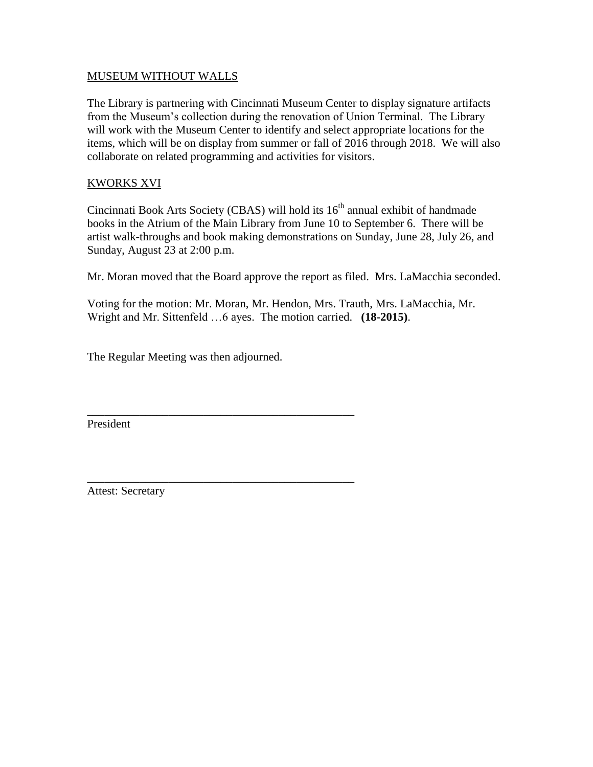## MUSEUM WITHOUT WALLS

The Library is partnering with Cincinnati Museum Center to display signature artifacts from the Museum's collection during the renovation of Union Terminal. The Library will work with the Museum Center to identify and select appropriate locations for the items, which will be on display from summer or fall of 2016 through 2018. We will also collaborate on related programming and activities for visitors.

## KWORKS XVI

Cincinnati Book Arts Society (CBAS) will hold its 16th annual exhibit of handmade books in the Atrium of the Main Library from June 10 to September 6. There will be artist walk-throughs and book making demonstrations on Sunday, June 28, July 26, and Sunday, August 23 at 2:00 p.m.

Mr. Moran moved that the Board approve the report as filed. Mrs. LaMacchia seconded.

Voting for the motion: Mr. Moran, Mr. Hendon, Mrs. Trauth, Mrs. LaMacchia, Mr. Wright and Mr. Sittenfeld …6 ayes. The motion carried. **(18-2015)**.

The Regular Meeting was then adjourned.

\_\_\_\_\_\_\_\_\_\_\_\_\_\_\_\_\_\_\_\_\_\_\_\_\_\_\_\_\_\_\_\_\_\_\_\_\_\_\_\_\_\_\_\_\_\_\_\_

President

\_\_\_\_\_\_\_\_\_\_\_\_\_\_\_\_\_\_\_\_\_\_\_\_\_\_\_\_\_\_\_\_\_\_\_\_\_\_\_\_\_\_\_\_\_\_\_\_

Attest: Secretary